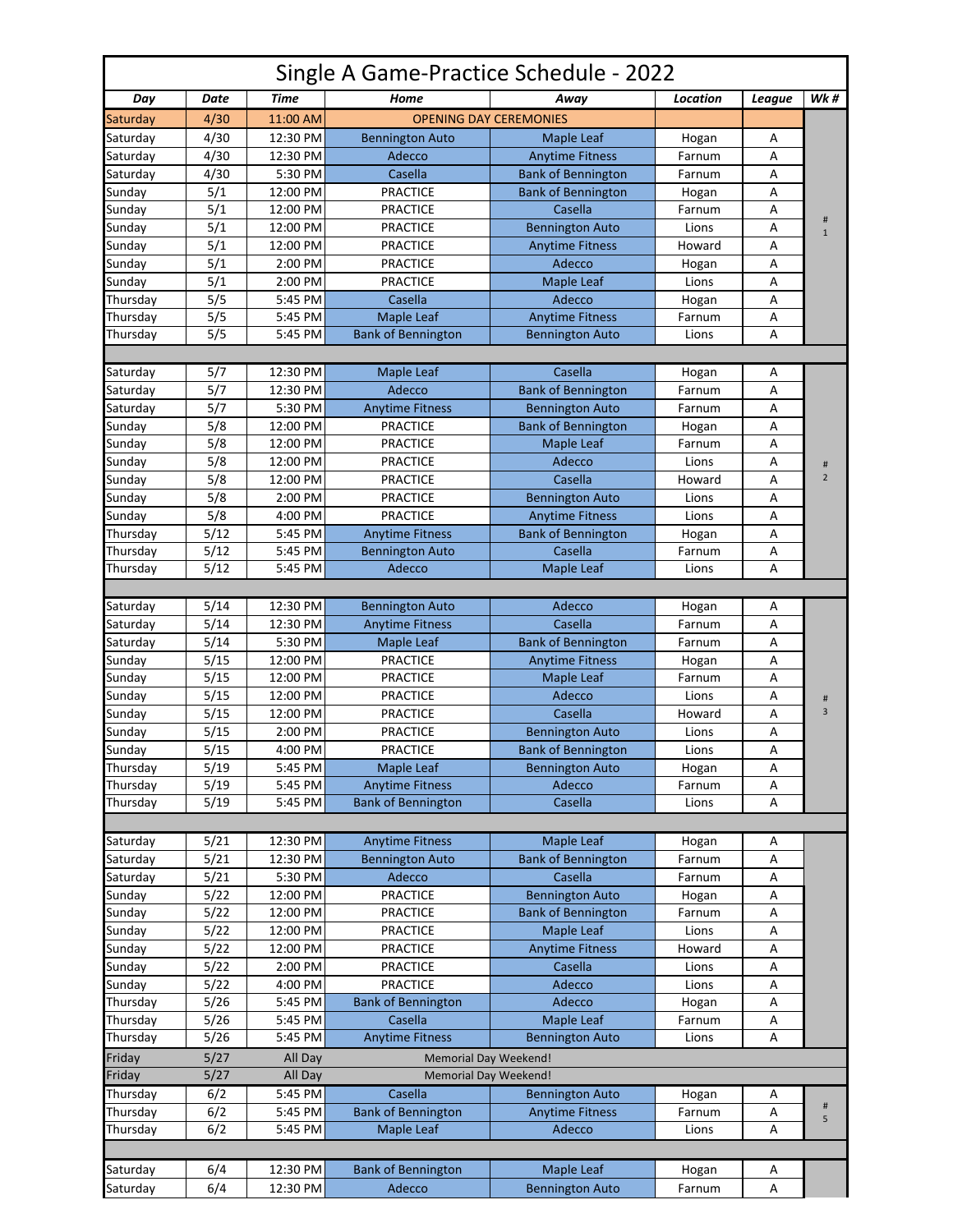# Single A Game-Practice Schedule - 2022

| Day | Date | Time | Home | Away | Location | League | Wk # |
|---|---|---|---|---|---|---|---|
| Saturday | 4/30 | 11:00 AM | OPENING DAY CEREMONIES | | | | |
| Saturday | 4/30 | 12:30 PM | Bennington Auto | Maple Leaf | Hogan | A | # 1 |
| Saturday | 4/30 | 12:30 PM | Adecco | Anytime Fitness | Farnum | A | |
| Saturday | 4/30 | 5:30 PM | Casella | Bank of Bennington | Farnum | A | |
| Sunday | 5/1 | 12:00 PM | PRACTICE | Bank of Bennington | Hogan | A | |
| Sunday | 5/1 | 12:00 PM | PRACTICE | Casella | Farnum | A | |
| Sunday | 5/1 | 12:00 PM | PRACTICE | Bennington Auto | Lions | A | |
| Sunday | 5/1 | 12:00 PM | PRACTICE | Anytime Fitness | Howard | A | |
| Sunday | 5/1 | 2:00 PM | PRACTICE | Adecco | Hogan | A | |
| Sunday | 5/1 | 2:00 PM | PRACTICE | Maple Leaf | Lions | A | |
| Thursday | 5/5 | 5:45 PM | Casella | Adecco | Hogan | A | |
| Thursday | 5/5 | 5:45 PM | Maple Leaf | Anytime Fitness | Farnum | A | |
| Thursday | 5/5 | 5:45 PM | Bank of Bennington | Bennington Auto | Lions | A | |
| | | | | | | | |
| Saturday | 5/7 | 12:30 PM | Maple Leaf | Casella | Hogan | A | # 2 |
| Saturday | 5/7 | 12:30 PM | Adecco | Bank of Bennington | Farnum | A | |
| Saturday | 5/7 | 5:30 PM | Anytime Fitness | Bennington Auto | Farnum | A | |
| Sunday | 5/8 | 12:00 PM | PRACTICE | Bank of Bennington | Hogan | A | |
| Sunday | 5/8 | 12:00 PM | PRACTICE | Maple Leaf | Farnum | A | |
| Sunday | 5/8 | 12:00 PM | PRACTICE | Adecco | Lions | A | |
| Sunday | 5/8 | 12:00 PM | PRACTICE | Casella | Howard | A | |
| Sunday | 5/8 | 2:00 PM | PRACTICE | Bennington Auto | Lions | A | |
| Sunday | 5/8 | 4:00 PM | PRACTICE | Anytime Fitness | Lions | A | |
| Thursday | 5/12 | 5:45 PM | Anytime Fitness | Bank of Bennington | Hogan | A | |
| Thursday | 5/12 | 5:45 PM | Bennington Auto | Casella | Farnum | A | |
| Thursday | 5/12 | 5:45 PM | Adecco | Maple Leaf | Lions | A | |
| | | | | | | | |
| Saturday | 5/14 | 12:30 PM | Bennington Auto | Adecco | Hogan | A | # 3 |
| Saturday | 5/14 | 12:30 PM | Anytime Fitness | Casella | Farnum | A | |
| Saturday | 5/14 | 5:30 PM | Maple Leaf | Bank of Bennington | Farnum | A | |
| Sunday | 5/15 | 12:00 PM | PRACTICE | Anytime Fitness | Hogan | A | |
| Sunday | 5/15 | 12:00 PM | PRACTICE | Maple Leaf | Farnum | A | |
| Sunday | 5/15 | 12:00 PM | PRACTICE | Adecco | Lions | A | |
| Sunday | 5/15 | 12:00 PM | PRACTICE | Casella | Howard | A | |
| Sunday | 5/15 | 2:00 PM | PRACTICE | Bennington Auto | Lions | A | |
| Sunday | 5/15 | 4:00 PM | PRACTICE | Bank of Bennington | Lions | A | |
| Thursday | 5/19 | 5:45 PM | Maple Leaf | Bennington Auto | Hogan | A | |
| Thursday | 5/19 | 5:45 PM | Anytime Fitness | Adecco | Farnum | A | |
| Thursday | 5/19 | 5:45 PM | Bank of Bennington | Casella | Lions | A | |
| | | | | | | | |
| Saturday | 5/21 | 12:30 PM | Anytime Fitness | Maple Leaf | Hogan | A | |
| Saturday | 5/21 | 12:30 PM | Bennington Auto | Bank of Bennington | Farnum | A | |
| Saturday | 5/21 | 5:30 PM | Adecco | Casella | Farnum | A | |
| Sunday | 5/22 | 12:00 PM | PRACTICE | Bennington Auto | Hogan | A | |
| Sunday | 5/22 | 12:00 PM | PRACTICE | Bank of Bennington | Farnum | A | |
| Sunday | 5/22 | 12:00 PM | PRACTICE | Maple Leaf | Lions | A | |
| Sunday | 5/22 | 12:00 PM | PRACTICE | Anytime Fitness | Howard | A | |
| Sunday | 5/22 | 2:00 PM | PRACTICE | Casella | Lions | A | |
| Sunday | 5/22 | 4:00 PM | PRACTICE | Adecco | Lions | A | |
| Thursday | 5/26 | 5:45 PM | Bank of Bennington | Adecco | Hogan | A | |
| Thursday | 5/26 | 5:45 PM | Casella | Maple Leaf | Farnum | A | |
| Thursday | 5/26 | 5:45 PM | Anytime Fitness | Bennington Auto | Lions | A | |
| Friday | 5/27 | All Day | Memorial Day Weekend! | | | | |
| Friday | 5/27 | All Day | Memorial Day Weekend! | | | | |
| Thursday | 6/2 | 5:45 PM | Casella | Bennington Auto | Hogan | A | # 5 |
| Thursday | 6/2 | 5:45 PM | Bank of Bennington | Anytime Fitness | Farnum | A | |
| Thursday | 6/2 | 5:45 PM | Maple Leaf | Adecco | Lions | A | |
| | | | | | | | |
| Saturday | 6/4 | 12:30 PM | Bank of Bennington | Maple Leaf | Hogan | A | |
| Saturday | 6/4 | 12:30 PM | Adecco | Bennington Auto | Farnum | A | |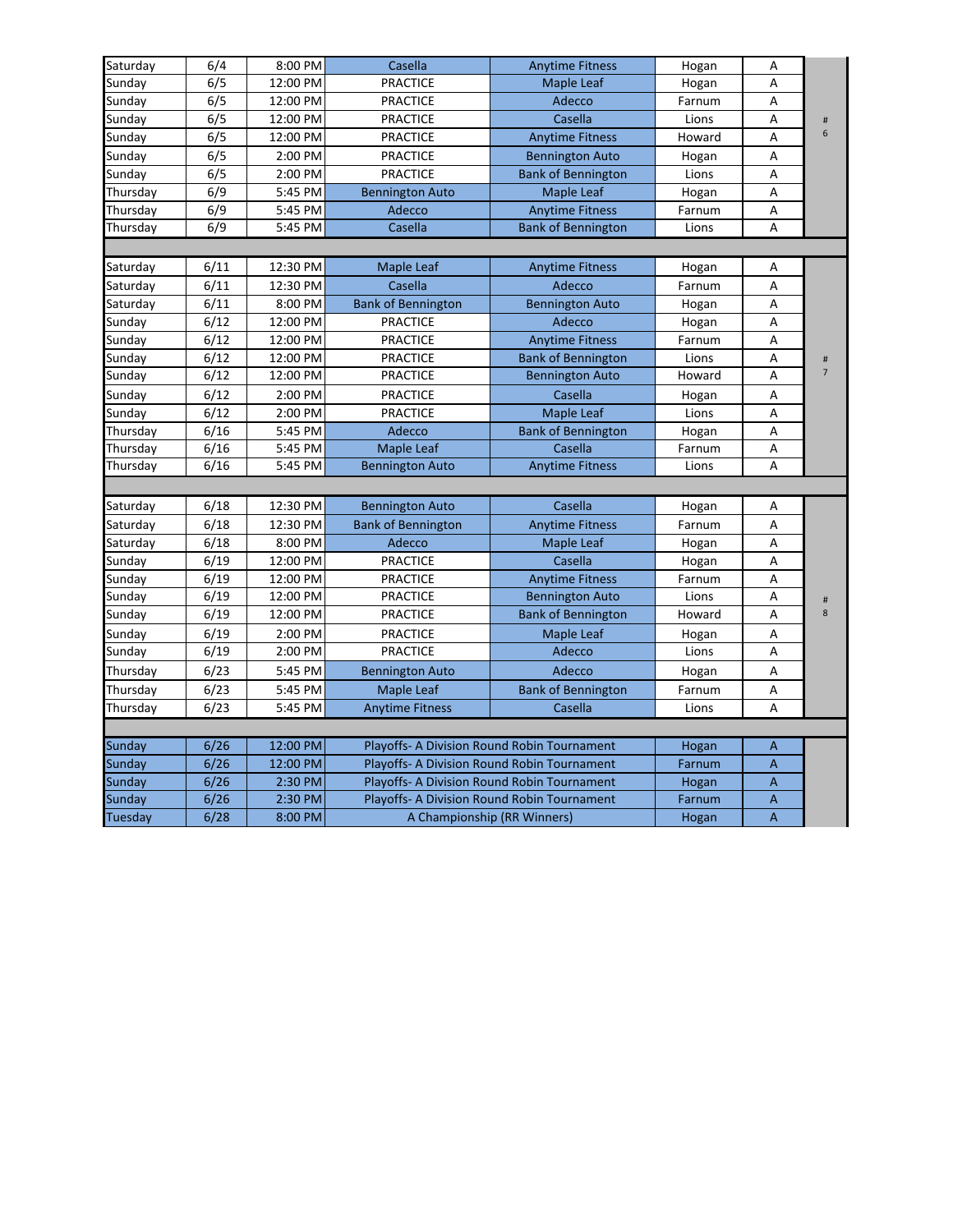| | | | | | | | |
|---|---|---|---|---|---|---|---|
| Saturday | 6/4 | 8:00 PM | Casella | Anytime Fitness | Hogan | A | # 6 |
| Sunday | 6/5 | 12:00 PM | PRACTICE | Maple Leaf | Hogan | A | |
| Sunday | 6/5 | 12:00 PM | PRACTICE | Adecco | Farnum | A | |
| Sunday | 6/5 | 12:00 PM | PRACTICE | Casella | Lions | A | |
| Sunday | 6/5 | 12:00 PM | PRACTICE | Anytime Fitness | Howard | A | |
| Sunday | 6/5 | 2:00 PM | PRACTICE | Bennington Auto | Hogan | A | |
| Sunday | 6/5 | 2:00 PM | PRACTICE | Bank of Bennington | Lions | A | |
| Thursday | 6/9 | 5:45 PM | Bennington Auto | Maple Leaf | Hogan | A | |
| Thursday | 6/9 | 5:45 PM | Adecco | Anytime Fitness | Farnum | A | |
| Thursday | 6/9 | 5:45 PM | Casella | Bank of Bennington | Lions | A | |
| | | | | | | | |
| Saturday | 6/11 | 12:30 PM | Maple Leaf | Anytime Fitness | Hogan | A | # 7 |
| Saturday | 6/11 | 12:30 PM | Casella | Adecco | Farnum | A | |
| Saturday | 6/11 | 8:00 PM | Bank of Bennington | Bennington Auto | Hogan | A | |
| Sunday | 6/12 | 12:00 PM | PRACTICE | Adecco | Hogan | A | |
| Sunday | 6/12 | 12:00 PM | PRACTICE | Anytime Fitness | Farnum | A | |
| Sunday | 6/12 | 12:00 PM | PRACTICE | Bank of Bennington | Lions | A | |
| Sunday | 6/12 | 12:00 PM | PRACTICE | Bennington Auto | Howard | A | |
| Sunday | 6/12 | 2:00 PM | PRACTICE | Casella | Hogan | A | |
| Sunday | 6/12 | 2:00 PM | PRACTICE | Maple Leaf | Lions | A | |
| Thursday | 6/16 | 5:45 PM | Adecco | Bank of Bennington | Hogan | A | |
| Thursday | 6/16 | 5:45 PM | Maple Leaf | Casella | Farnum | A | |
| Thursday | 6/16 | 5:45 PM | Bennington Auto | Anytime Fitness | Lions | A | |
| | | | | | | | |
| Saturday | 6/18 | 12:30 PM | Bennington Auto | Casella | Hogan | A | # 8 |
| Saturday | 6/18 | 12:30 PM | Bank of Bennington | Anytime Fitness | Farnum | A | |
| Saturday | 6/18 | 8:00 PM | Adecco | Maple Leaf | Hogan | A | |
| Sunday | 6/19 | 12:00 PM | PRACTICE | Casella | Hogan | A | |
| Sunday | 6/19 | 12:00 PM | PRACTICE | Anytime Fitness | Farnum | A | |
| Sunday | 6/19 | 12:00 PM | PRACTICE | Bennington Auto | Lions | A | |
| Sunday | 6/19 | 12:00 PM | PRACTICE | Bank of Bennington | Howard | A | |
| Sunday | 6/19 | 2:00 PM | PRACTICE | Maple Leaf | Hogan | A | |
| Sunday | 6/19 | 2:00 PM | PRACTICE | Adecco | Lions | A | |
| Thursday | 6/23 | 5:45 PM | Bennington Auto | Adecco | Hogan | A | |
| Thursday | 6/23 | 5:45 PM | Maple Leaf | Bank of Bennington | Farnum | A | |
| Thursday | 6/23 | 5:45 PM | Anytime Fitness | Casella | Lions | A | |
| | | | | | | | |
| Sunday | 6/26 | 12:00 PM | Playoffs- A Division Round Robin Tournament | | Hogan | A | |
| Sunday | 6/26 | 12:00 PM | Playoffs- A Division Round Robin Tournament | | Farnum | A | |
| Sunday | 6/26 | 2:30 PM | Playoffs- A Division Round Robin Tournament | | Hogan | A | |
| Sunday | 6/26 | 2:30 PM | Playoffs- A Division Round Robin Tournament | | Farnum | A | |
| Tuesday | 6/28 | 8:00 PM | A Championship (RR Winners) | | Hogan | A | |